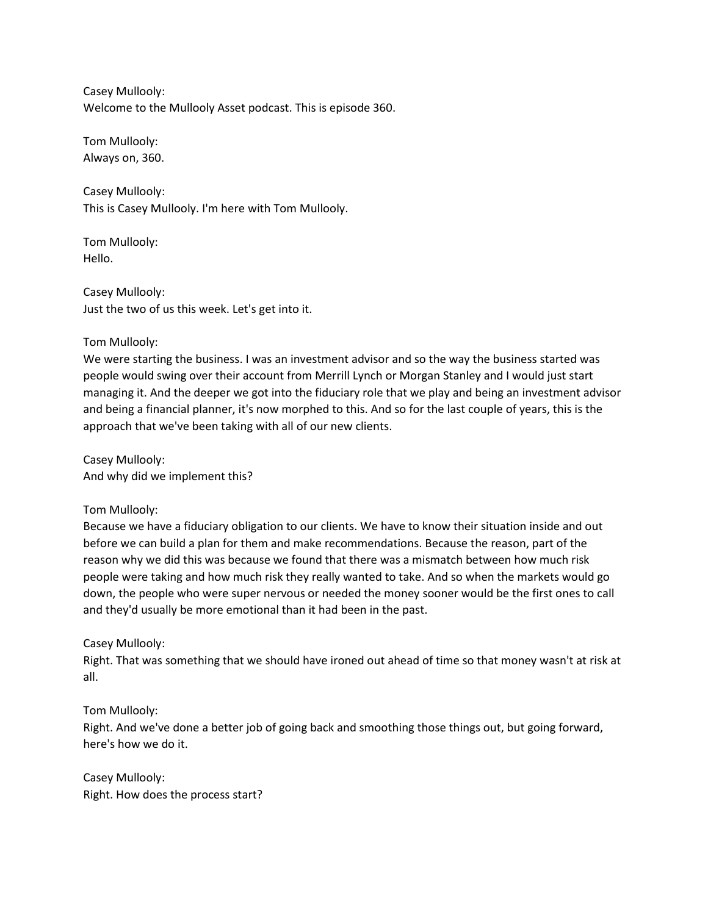Casey Mullooly:
Welcome to the Mullooly Asset podcast. This is episode 360.

Tom Mullooly:
Always on, 360.

Casey Mullooly:
This is Casey Mullooly. I'm here with Tom Mullooly.

Tom Mullooly:
Hello.

Casey Mullooly:
Just the two of us this week. Let's get into it.

Tom Mullooly:
We were starting the business. I was an investment advisor and so the way the business started was people would swing over their account from Merrill Lynch or Morgan Stanley and I would just start managing it. And the deeper we got into the fiduciary role that we play and being an investment advisor and being a financial planner, it's now morphed to this. And so for the last couple of years, this is the approach that we've been taking with all of our new clients.

Casey Mullooly:
And why did we implement this?

Tom Mullooly:
Because we have a fiduciary obligation to our clients. We have to know their situation inside and out before we can build a plan for them and make recommendations. Because the reason, part of the reason why we did this was because we found that there was a mismatch between how much risk people were taking and how much risk they really wanted to take. And so when the markets would go down, the people who were super nervous or needed the money sooner would be the first ones to call and they'd usually be more emotional than it had been in the past.

Casey Mullooly:
Right. That was something that we should have ironed out ahead of time so that money wasn't at risk at all.

Tom Mullooly:
Right. And we've done a better job of going back and smoothing those things out, but going forward, here's how we do it.

Casey Mullooly:
Right. How does the process start?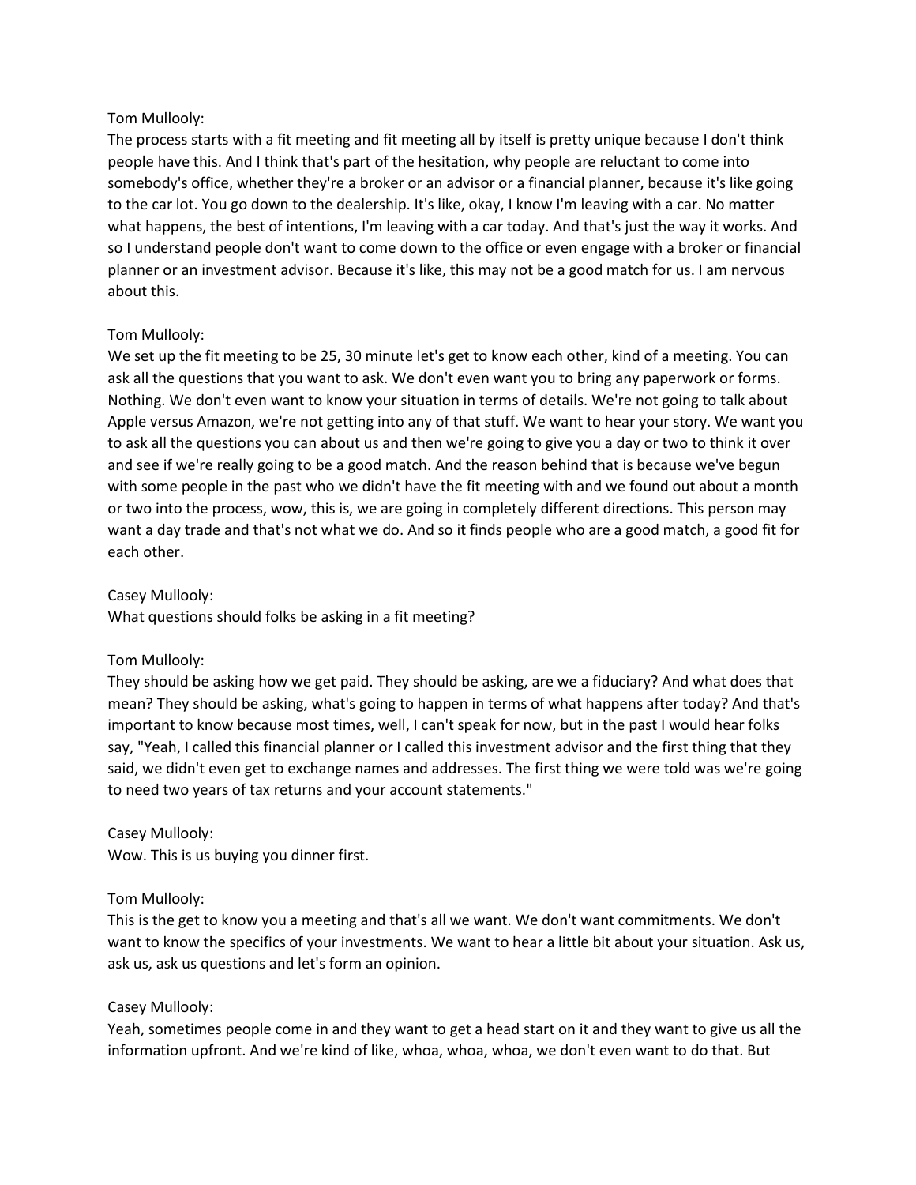Tom Mullooly:
The process starts with a fit meeting and fit meeting all by itself is pretty unique because I don't think people have this. And I think that's part of the hesitation, why people are reluctant to come into somebody's office, whether they're a broker or an advisor or a financial planner, because it's like going to the car lot. You go down to the dealership. It's like, okay, I know I'm leaving with a car. No matter what happens, the best of intentions, I'm leaving with a car today. And that's just the way it works. And so I understand people don't want to come down to the office or even engage with a broker or financial planner or an investment advisor. Because it's like, this may not be a good match for us. I am nervous about this.

Tom Mullooly:
We set up the fit meeting to be 25, 30 minute let's get to know each other, kind of a meeting. You can ask all the questions that you want to ask. We don't even want you to bring any paperwork or forms. Nothing. We don't even want to know your situation in terms of details. We're not going to talk about Apple versus Amazon, we're not getting into any of that stuff. We want to hear your story. We want you to ask all the questions you can about us and then we're going to give you a day or two to think it over and see if we're really going to be a good match. And the reason behind that is because we've begun with some people in the past who we didn't have the fit meeting with and we found out about a month or two into the process, wow, this is, we are going in completely different directions. This person may want a day trade and that's not what we do. And so it finds people who are a good match, a good fit for each other.

Casey Mullooly:
What questions should folks be asking in a fit meeting?

Tom Mullooly:
They should be asking how we get paid. They should be asking, are we a fiduciary? And what does that mean? They should be asking, what's going to happen in terms of what happens after today? And that's important to know because most times, well, I can't speak for now, but in the past I would hear folks say, "Yeah, I called this financial planner or I called this investment advisor and the first thing that they said, we didn't even get to exchange names and addresses. The first thing we were told was we're going to need two years of tax returns and your account statements."

Casey Mullooly:
Wow. This is us buying you dinner first.

Tom Mullooly:
This is the get to know you a meeting and that's all we want. We don't want commitments. We don't want to know the specifics of your investments. We want to hear a little bit about your situation. Ask us, ask us, ask us questions and let's form an opinion.

Casey Mullooly:
Yeah, sometimes people come in and they want to get a head start on it and they want to give us all the information upfront. And we're kind of like, whoa, whoa, whoa, we don't even want to do that. But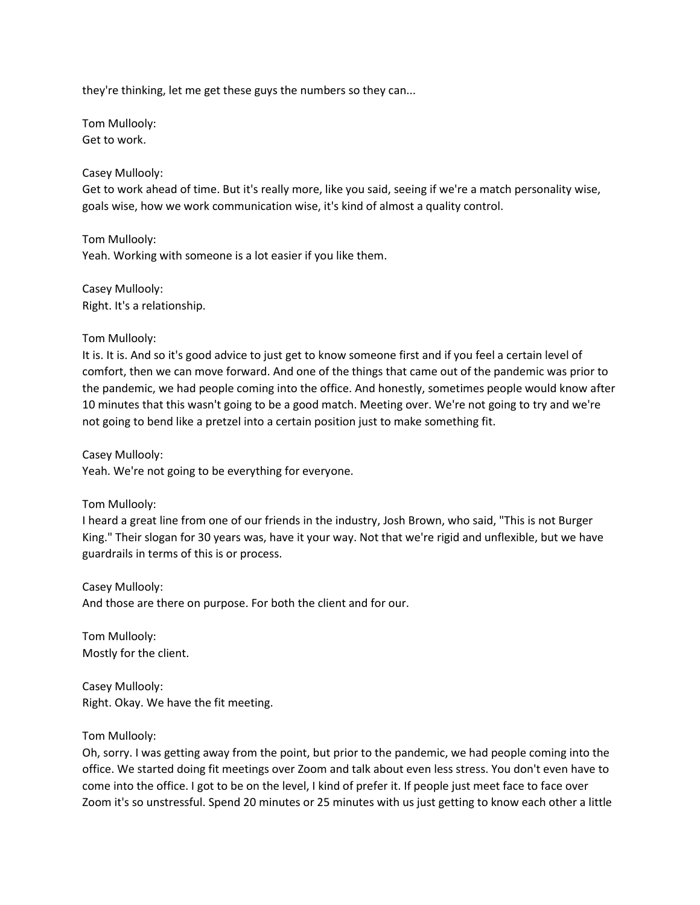they're thinking, let me get these guys the numbers so they can...

Tom Mullooly:
Get to work.

Casey Mullooly:
Get to work ahead of time. But it's really more, like you said, seeing if we're a match personality wise, goals wise, how we work communication wise, it's kind of almost a quality control.

Tom Mullooly:
Yeah. Working with someone is a lot easier if you like them.

Casey Mullooly:
Right. It's a relationship.

Tom Mullooly:
It is. It is. And so it's good advice to just get to know someone first and if you feel a certain level of comfort, then we can move forward. And one of the things that came out of the pandemic was prior to the pandemic, we had people coming into the office. And honestly, sometimes people would know after 10 minutes that this wasn't going to be a good match. Meeting over. We're not going to try and we're not going to bend like a pretzel into a certain position just to make something fit.

Casey Mullooly:
Yeah. We're not going to be everything for everyone.

Tom Mullooly:
I heard a great line from one of our friends in the industry, Josh Brown, who said, "This is not Burger King." Their slogan for 30 years was, have it your way. Not that we're rigid and unflexible, but we have guardrails in terms of this is or process.

Casey Mullooly:
And those are there on purpose. For both the client and for our.

Tom Mullooly:
Mostly for the client.

Casey Mullooly:
Right. Okay. We have the fit meeting.

Tom Mullooly:
Oh, sorry. I was getting away from the point, but prior to the pandemic, we had people coming into the office. We started doing fit meetings over Zoom and talk about even less stress. You don't even have to come into the office. I got to be on the level, I kind of prefer it. If people just meet face to face over Zoom it's so unstressful. Spend 20 minutes or 25 minutes with us just getting to know each other a little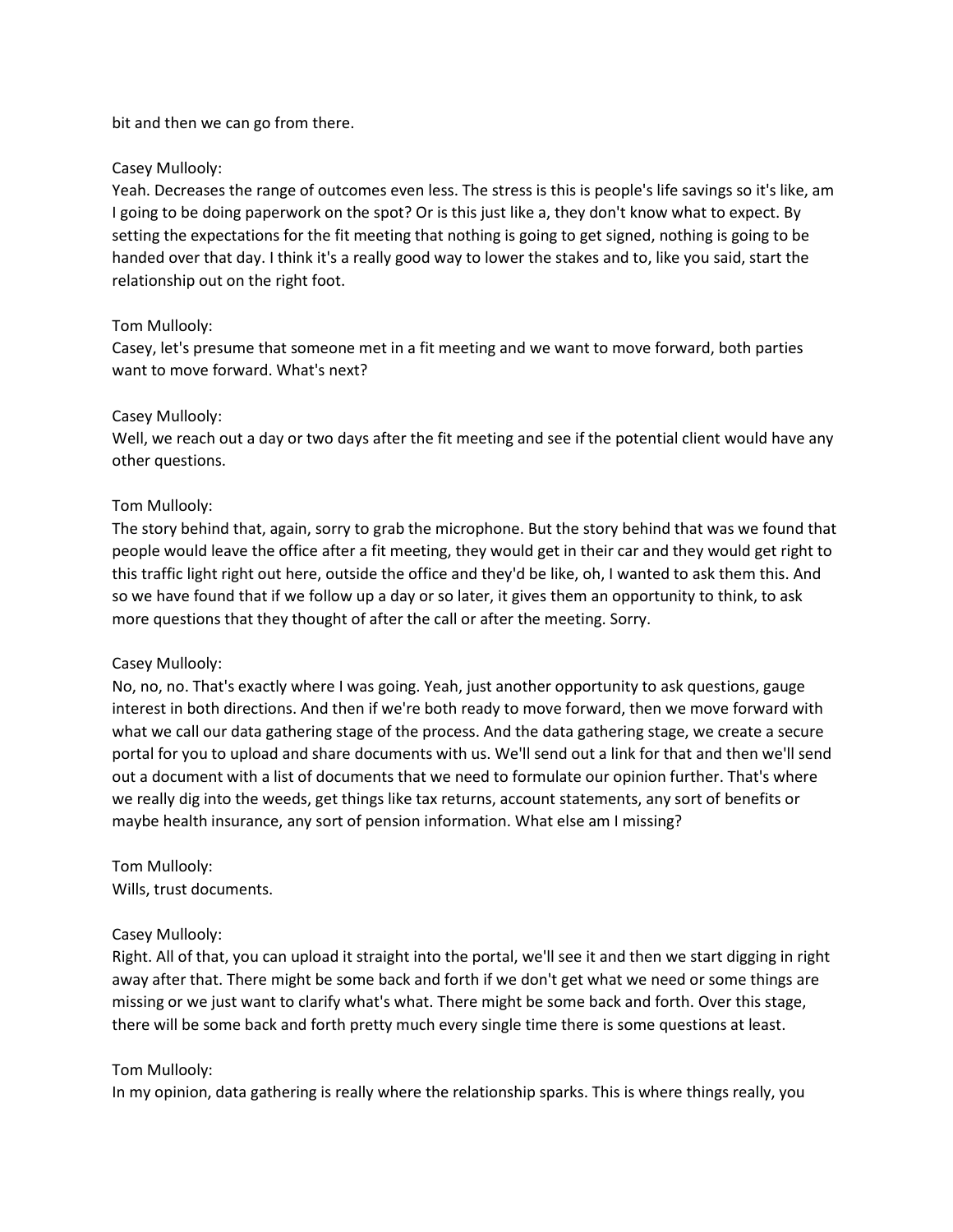bit and then we can go from there.

Casey Mullooly:
Yeah. Decreases the range of outcomes even less. The stress is this is people's life savings so it's like, am I going to be doing paperwork on the spot? Or is this just like a, they don't know what to expect. By setting the expectations for the fit meeting that nothing is going to get signed, nothing is going to be handed over that day. I think it's a really good way to lower the stakes and to, like you said, start the relationship out on the right foot.

Tom Mullooly:
Casey, let's presume that someone met in a fit meeting and we want to move forward, both parties want to move forward. What's next?

Casey Mullooly:
Well, we reach out a day or two days after the fit meeting and see if the potential client would have any other questions.

Tom Mullooly:
The story behind that, again, sorry to grab the microphone. But the story behind that was we found that people would leave the office after a fit meeting, they would get in their car and they would get right to this traffic light right out here, outside the office and they'd be like, oh, I wanted to ask them this. And so we have found that if we follow up a day or so later, it gives them an opportunity to think, to ask more questions that they thought of after the call or after the meeting. Sorry.

Casey Mullooly:
No, no, no. That's exactly where I was going. Yeah, just another opportunity to ask questions, gauge interest in both directions. And then if we're both ready to move forward, then we move forward with what we call our data gathering stage of the process. And the data gathering stage, we create a secure portal for you to upload and share documents with us. We'll send out a link for that and then we'll send out a document with a list of documents that we need to formulate our opinion further. That's where we really dig into the weeds, get things like tax returns, account statements, any sort of benefits or maybe health insurance, any sort of pension information. What else am I missing?

Tom Mullooly:
Wills, trust documents.

Casey Mullooly:
Right. All of that, you can upload it straight into the portal, we'll see it and then we start digging in right away after that. There might be some back and forth if we don't get what we need or some things are missing or we just want to clarify what's what. There might be some back and forth. Over this stage, there will be some back and forth pretty much every single time there is some questions at least.

Tom Mullooly:
In my opinion, data gathering is really where the relationship sparks. This is where things really, you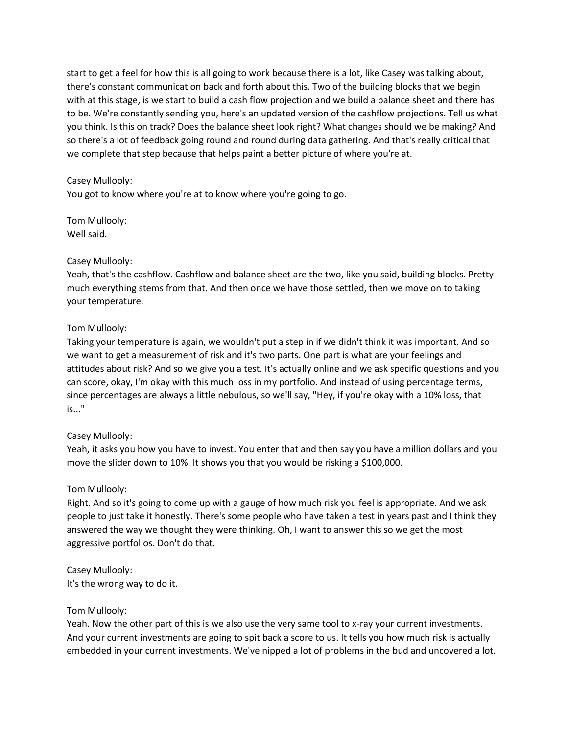start to get a feel for how this is all going to work because there is a lot, like Casey was talking about, there's constant communication back and forth about this. Two of the building blocks that we begin with at this stage, is we start to build a cash flow projection and we build a balance sheet and there has to be. We're constantly sending you, here's an updated version of the cashflow projections. Tell us what you think. Is this on track? Does the balance sheet look right? What changes should we be making? And so there's a lot of feedback going round and round during data gathering. And that's really critical that we complete that step because that helps paint a better picture of where you're at.

Casey Mullooly:
You got to know where you're at to know where you're going to go.

Tom Mullooly:
Well said.

Casey Mullooly:
Yeah, that's the cashflow. Cashflow and balance sheet are the two, like you said, building blocks. Pretty much everything stems from that. And then once we have those settled, then we move on to taking your temperature.

Tom Mullooly:
Taking your temperature is again, we wouldn't put a step in if we didn't think it was important. And so we want to get a measurement of risk and it's two parts. One part is what are your feelings and attitudes about risk? And so we give you a test. It's actually online and we ask specific questions and you can score, okay, I'm okay with this much loss in my portfolio. And instead of using percentage terms, since percentages are always a little nebulous, so we'll say, "Hey, if you're okay with a 10% loss, that is..."

Casey Mullooly:
Yeah, it asks you how you have to invest. You enter that and then say you have a million dollars and you move the slider down to 10%. It shows you that you would be risking a $100,000.

Tom Mullooly:
Right. And so it's going to come up with a gauge of how much risk you feel is appropriate. And we ask people to just take it honestly. There's some people who have taken a test in years past and I think they answered the way we thought they were thinking. Oh, I want to answer this so we get the most aggressive portfolios. Don't do that.

Casey Mullooly:
It's the wrong way to do it.

Tom Mullooly:
Yeah. Now the other part of this is we also use the very same tool to x-ray your current investments. And your current investments are going to spit back a score to us. It tells you how much risk is actually embedded in your current investments. We've nipped a lot of problems in the bud and uncovered a lot.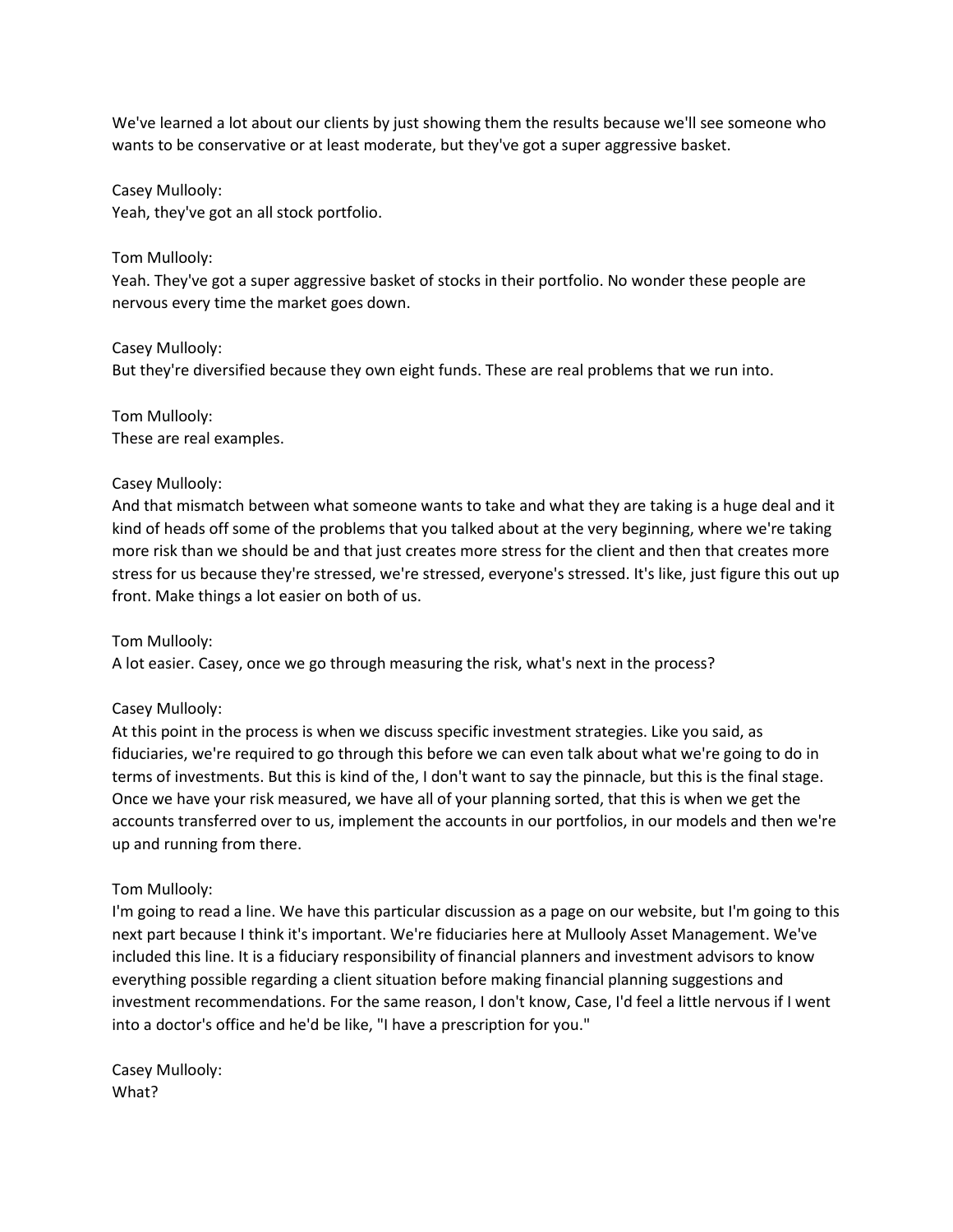We've learned a lot about our clients by just showing them the results because we'll see someone who wants to be conservative or at least moderate, but they've got a super aggressive basket.

Casey Mullooly:
Yeah, they've got an all stock portfolio.

Tom Mullooly:
Yeah. They've got a super aggressive basket of stocks in their portfolio. No wonder these people are nervous every time the market goes down.

Casey Mullooly:
But they're diversified because they own eight funds. These are real problems that we run into.

Tom Mullooly:
These are real examples.

Casey Mullooly:
And that mismatch between what someone wants to take and what they are taking is a huge deal and it kind of heads off some of the problems that you talked about at the very beginning, where we're taking more risk than we should be and that just creates more stress for the client and then that creates more stress for us because they're stressed, we're stressed, everyone's stressed. It's like, just figure this out up front. Make things a lot easier on both of us.

Tom Mullooly:
A lot easier. Casey, once we go through measuring the risk, what's next in the process?

Casey Mullooly:
At this point in the process is when we discuss specific investment strategies. Like you said, as fiduciaries, we're required to go through this before we can even talk about what we're going to do in terms of investments. But this is kind of the, I don't want to say the pinnacle, but this is the final stage. Once we have your risk measured, we have all of your planning sorted, that this is when we get the accounts transferred over to us, implement the accounts in our portfolios, in our models and then we're up and running from there.

Tom Mullooly:
I'm going to read a line. We have this particular discussion as a page on our website, but I'm going to this next part because I think it's important. We're fiduciaries here at Mullooly Asset Management. We've included this line. It is a fiduciary responsibility of financial planners and investment advisors to know everything possible regarding a client situation before making financial planning suggestions and investment recommendations. For the same reason, I don't know, Case, I'd feel a little nervous if I went into a doctor's office and he'd be like, "I have a prescription for you."

Casey Mullooly:
What?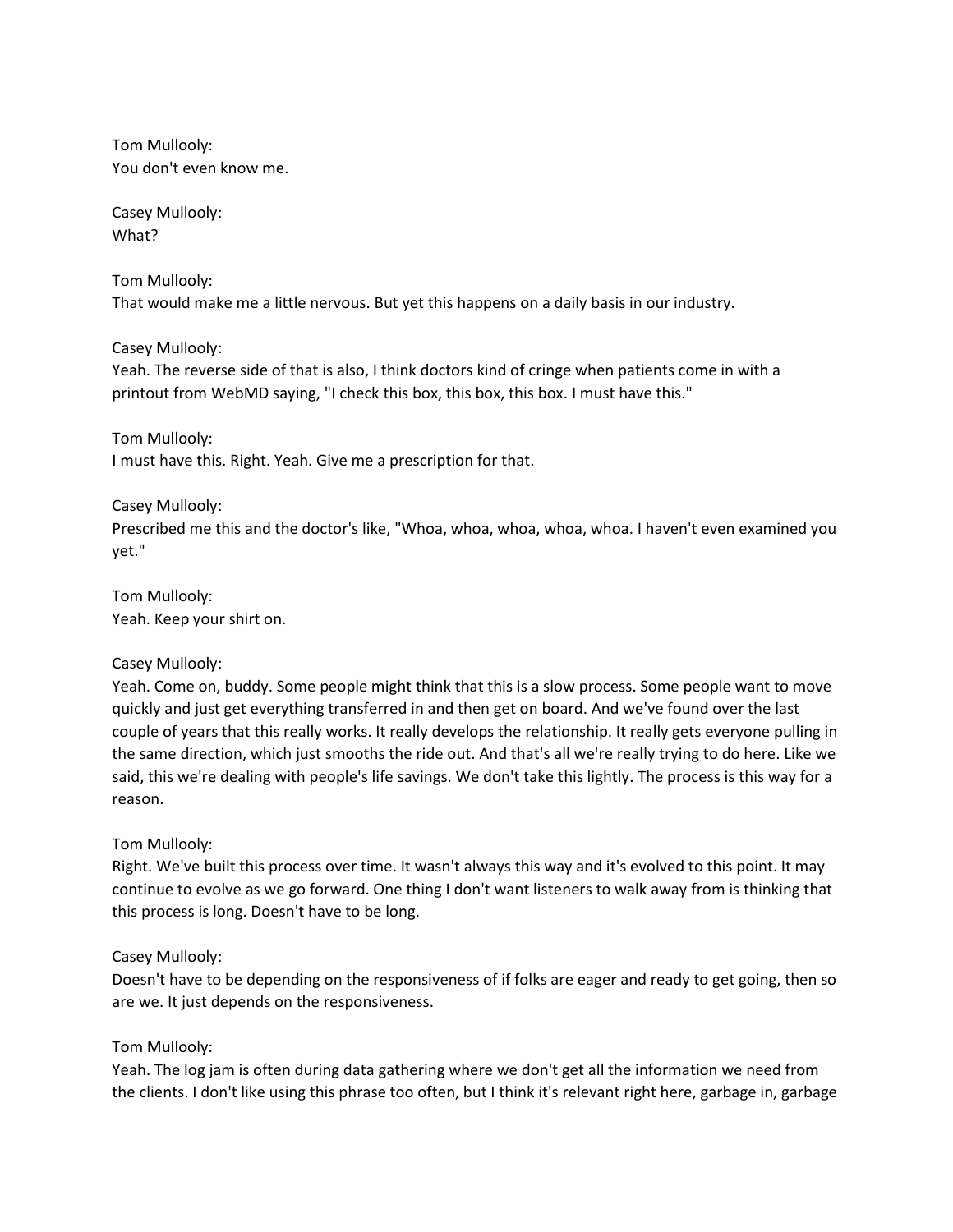Tom Mullooly:
You don't even know me.

Casey Mullooly:
What?

Tom Mullooly:
That would make me a little nervous. But yet this happens on a daily basis in our industry.

Casey Mullooly:
Yeah. The reverse side of that is also, I think doctors kind of cringe when patients come in with a printout from WebMD saying, "I check this box, this box, this box. I must have this."

Tom Mullooly:
I must have this. Right. Yeah. Give me a prescription for that.

Casey Mullooly:
Prescribed me this and the doctor's like, "Whoa, whoa, whoa, whoa, whoa. I haven't even examined you yet."

Tom Mullooly:
Yeah. Keep your shirt on.

Casey Mullooly:
Yeah. Come on, buddy. Some people might think that this is a slow process. Some people want to move quickly and just get everything transferred in and then get on board. And we've found over the last couple of years that this really works. It really develops the relationship. It really gets everyone pulling in the same direction, which just smooths the ride out. And that's all we're really trying to do here. Like we said, this we're dealing with people's life savings. We don't take this lightly. The process is this way for a reason.

Tom Mullooly:
Right. We've built this process over time. It wasn't always this way and it's evolved to this point. It may continue to evolve as we go forward. One thing I don't want listeners to walk away from is thinking that this process is long. Doesn't have to be long.

Casey Mullooly:
Doesn't have to be depending on the responsiveness of if folks are eager and ready to get going, then so are we. It just depends on the responsiveness.

Tom Mullooly:
Yeah. The log jam is often during data gathering where we don't get all the information we need from the clients. I don't like using this phrase too often, but I think it's relevant right here, garbage in, garbage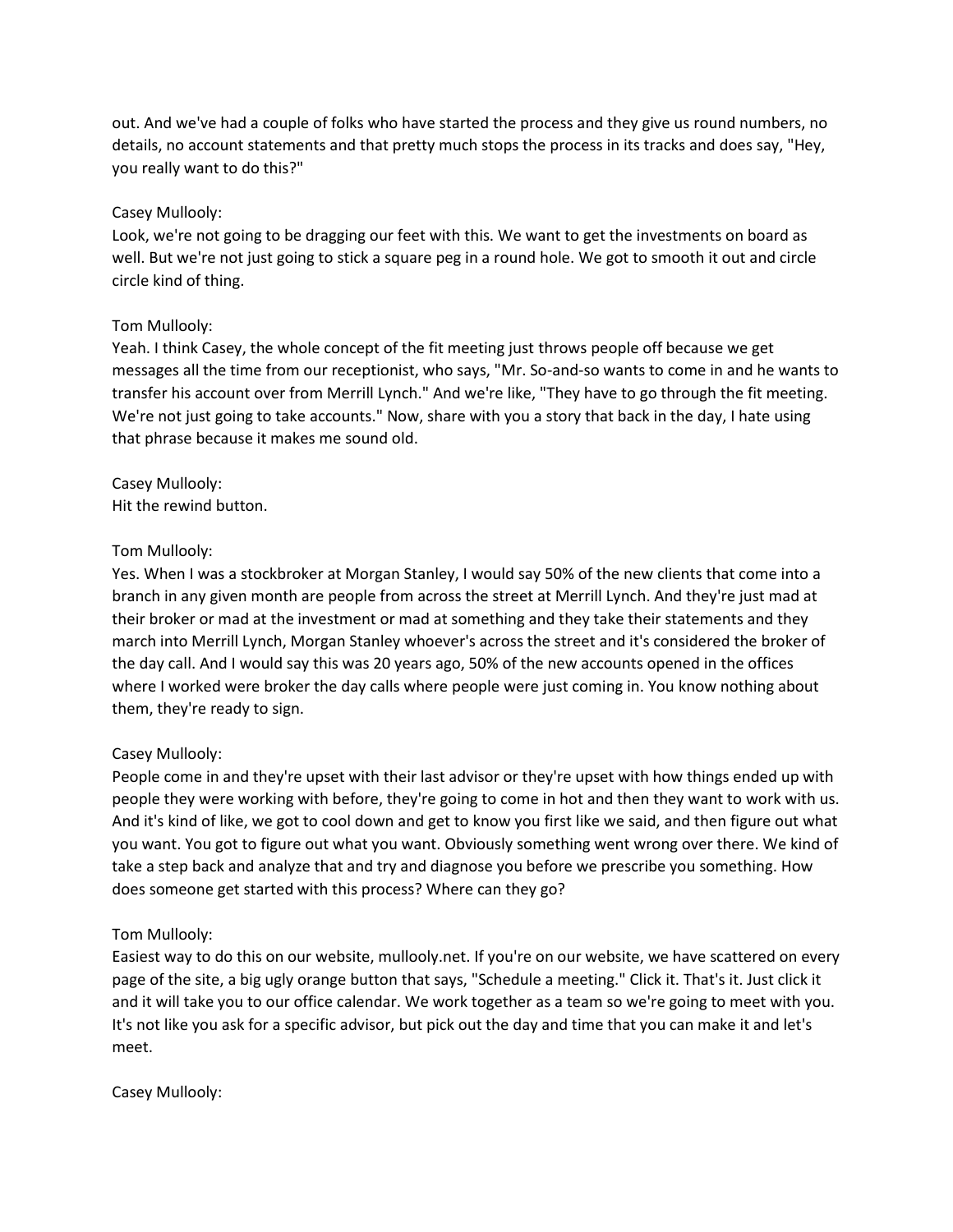out. And we've had a couple of folks who have started the process and they give us round numbers, no details, no account statements and that pretty much stops the process in its tracks and does say, "Hey, you really want to do this?"

Casey Mullooly:
Look, we're not going to be dragging our feet with this. We want to get the investments on board as well. But we're not just going to stick a square peg in a round hole. We got to smooth it out and circle circle kind of thing.

Tom Mullooly:
Yeah. I think Casey, the whole concept of the fit meeting just throws people off because we get messages all the time from our receptionist, who says, "Mr. So-and-so wants to come in and he wants to transfer his account over from Merrill Lynch." And we're like, "They have to go through the fit meeting. We're not just going to take accounts." Now, share with you a story that back in the day, I hate using that phrase because it makes me sound old.

Casey Mullooly:
Hit the rewind button.

Tom Mullooly:
Yes. When I was a stockbroker at Morgan Stanley, I would say 50% of the new clients that come into a branch in any given month are people from across the street at Merrill Lynch. And they're just mad at their broker or mad at the investment or mad at something and they take their statements and they march into Merrill Lynch, Morgan Stanley whoever's across the street and it's considered the broker of the day call. And I would say this was 20 years ago, 50% of the new accounts opened in the offices where I worked were broker the day calls where people were just coming in. You know nothing about them, they're ready to sign.

Casey Mullooly:
People come in and they're upset with their last advisor or they're upset with how things ended up with people they were working with before, they're going to come in hot and then they want to work with us. And it's kind of like, we got to cool down and get to know you first like we said, and then figure out what you want. You got to figure out what you want. Obviously something went wrong over there. We kind of take a step back and analyze that and try and diagnose you before we prescribe you something. How does someone get started with this process? Where can they go?

Tom Mullooly:
Easiest way to do this on our website, mullooly.net. If you're on our website, we have scattered on every page of the site, a big ugly orange button that says, "Schedule a meeting." Click it. That's it. Just click it and it will take you to our office calendar. We work together as a team so we're going to meet with you. It's not like you ask for a specific advisor, but pick out the day and time that you can make it and let's meet.

Casey Mullooly: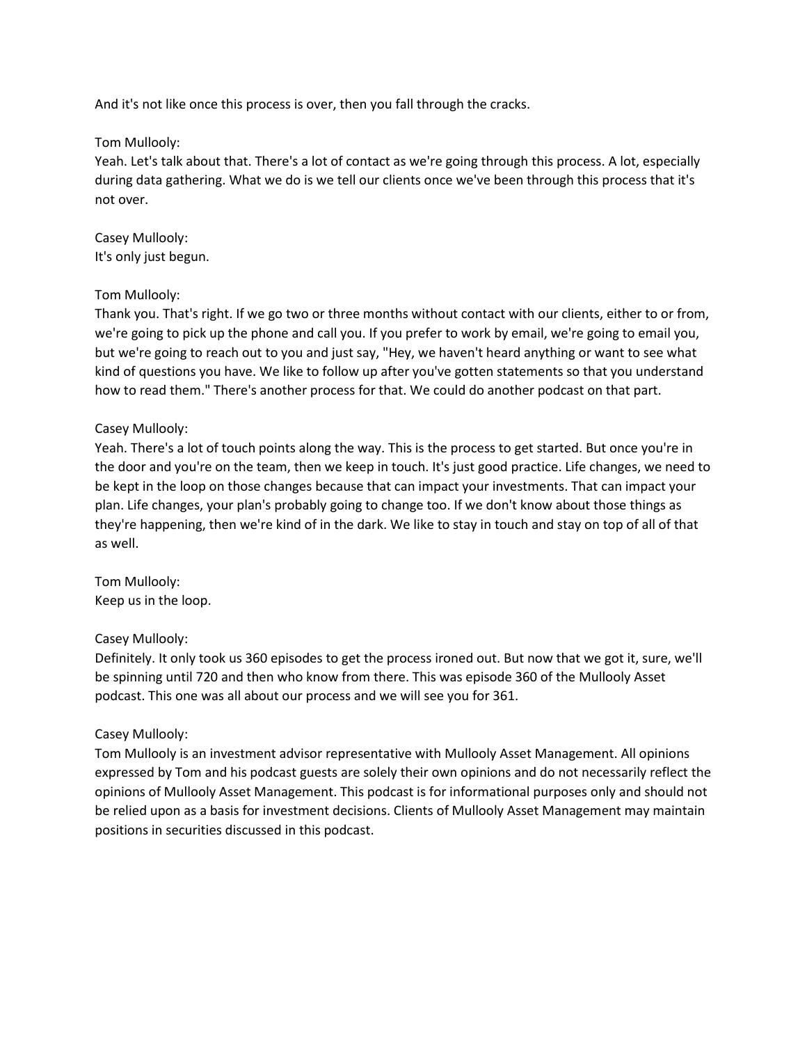And it's not like once this process is over, then you fall through the cracks.

Tom Mullooly:
Yeah. Let's talk about that. There's a lot of contact as we're going through this process. A lot, especially during data gathering. What we do is we tell our clients once we've been through this process that it's not over.

Casey Mullooly:
It's only just begun.

Tom Mullooly:
Thank you. That's right. If we go two or three months without contact with our clients, either to or from, we're going to pick up the phone and call you. If you prefer to work by email, we're going to email you, but we're going to reach out to you and just say, "Hey, we haven't heard anything or want to see what kind of questions you have. We like to follow up after you've gotten statements so that you understand how to read them." There's another process for that. We could do another podcast on that part.

Casey Mullooly:
Yeah. There's a lot of touch points along the way. This is the process to get started. But once you're in the door and you're on the team, then we keep in touch. It's just good practice. Life changes, we need to be kept in the loop on those changes because that can impact your investments. That can impact your plan. Life changes, your plan's probably going to change too. If we don't know about those things as they're happening, then we're kind of in the dark. We like to stay in touch and stay on top of all of that as well.

Tom Mullooly:
Keep us in the loop.

Casey Mullooly:
Definitely. It only took us 360 episodes to get the process ironed out. But now that we got it, sure, we'll be spinning until 720 and then who know from there. This was episode 360 of the Mullooly Asset podcast. This one was all about our process and we will see you for 361.

Casey Mullooly:
Tom Mullooly is an investment advisor representative with Mullooly Asset Management. All opinions expressed by Tom and his podcast guests are solely their own opinions and do not necessarily reflect the opinions of Mullooly Asset Management. This podcast is for informational purposes only and should not be relied upon as a basis for investment decisions. Clients of Mullooly Asset Management may maintain positions in securities discussed in this podcast.